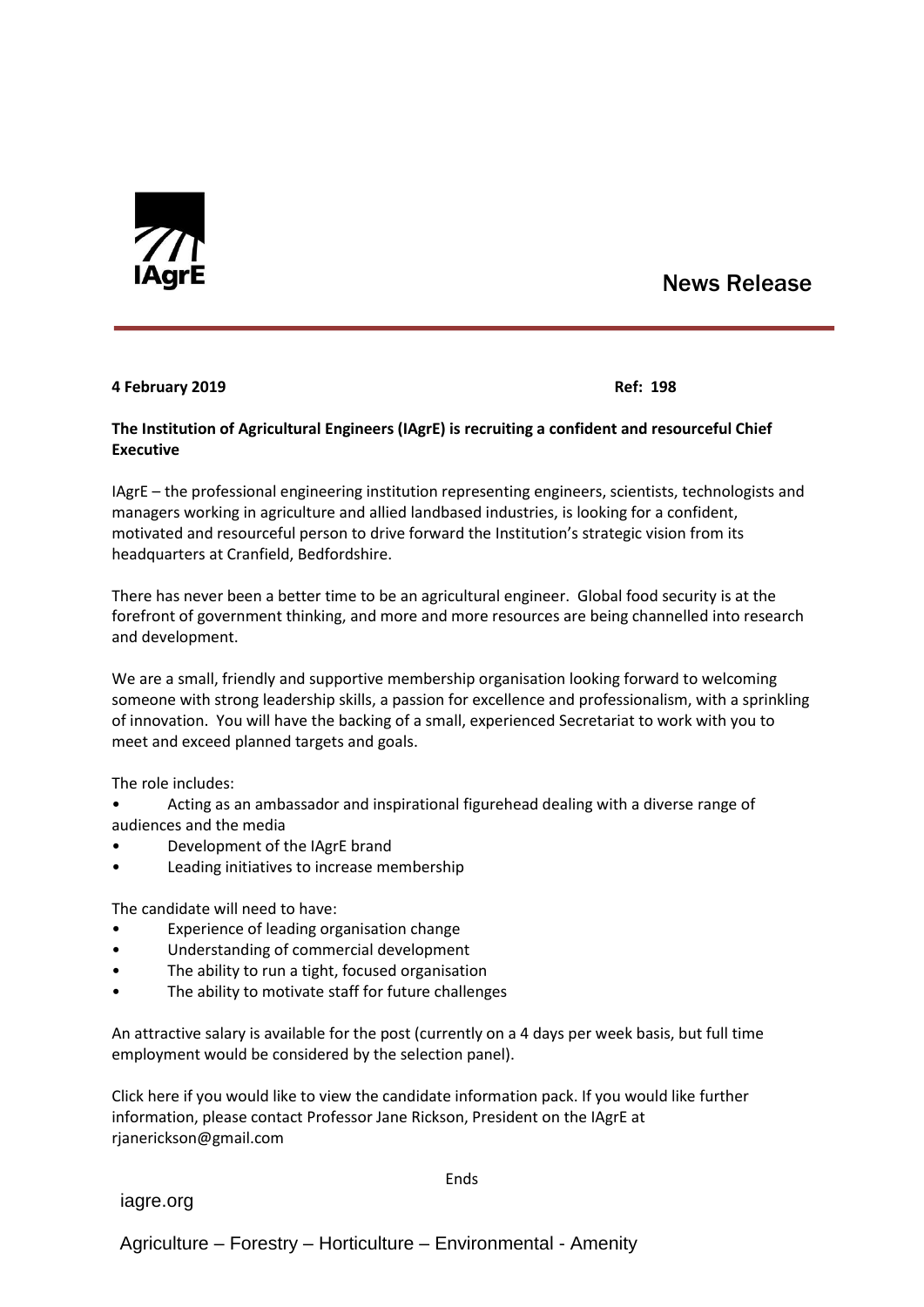IAgrE

# News Release

**4 February 2019** **Ref: 198**

**The Institution of Agricultural Engineers (IAgrE) is recruiting a confident and resourceful Chief Executive**

IAgrE – the professional engineering institution representing engineers, scientists, technologists and managers working in agriculture and allied landbased industries, is looking for a confident, motivated and resourceful person to drive forward the Institution's strategic vision from its headquarters at Cranfield, Bedfordshire.

There has never been a better time to be an agricultural engineer. Global food security is at the forefront of government thinking, and more and more resources are being channelled into research and development.

We are a small, friendly and supportive membership organisation looking forward to welcoming someone with strong leadership skills, a passion for excellence and professionalism, with a sprinkling of innovation. You will have the backing of a small, experienced Secretariat to work with you to meet and exceed planned targets and goals.

The role includes:

- Acting as an ambassador and inspirational figurehead dealing with a diverse range of audiences and the media
- Development of the IAgrE brand
- Leading initiatives to increase membership

The candidate will need to have:

- Experience of leading organisation change
- Understanding of commercial development
- The ability to run a tight, focused organisation
- The ability to motivate staff for future challenges

An attractive salary is available for the post (currently on a 4 days per week basis, but full time employment would be considered by the selection panel).

Click here if you would like to view the candidate information pack. If you would like further information, please contact Professor Jane Rickson, President on the IAgrE at rjanerickson@gmail.com

Ends

iagre.org

Agriculture – Forestry – Horticulture – Environmental - Amenity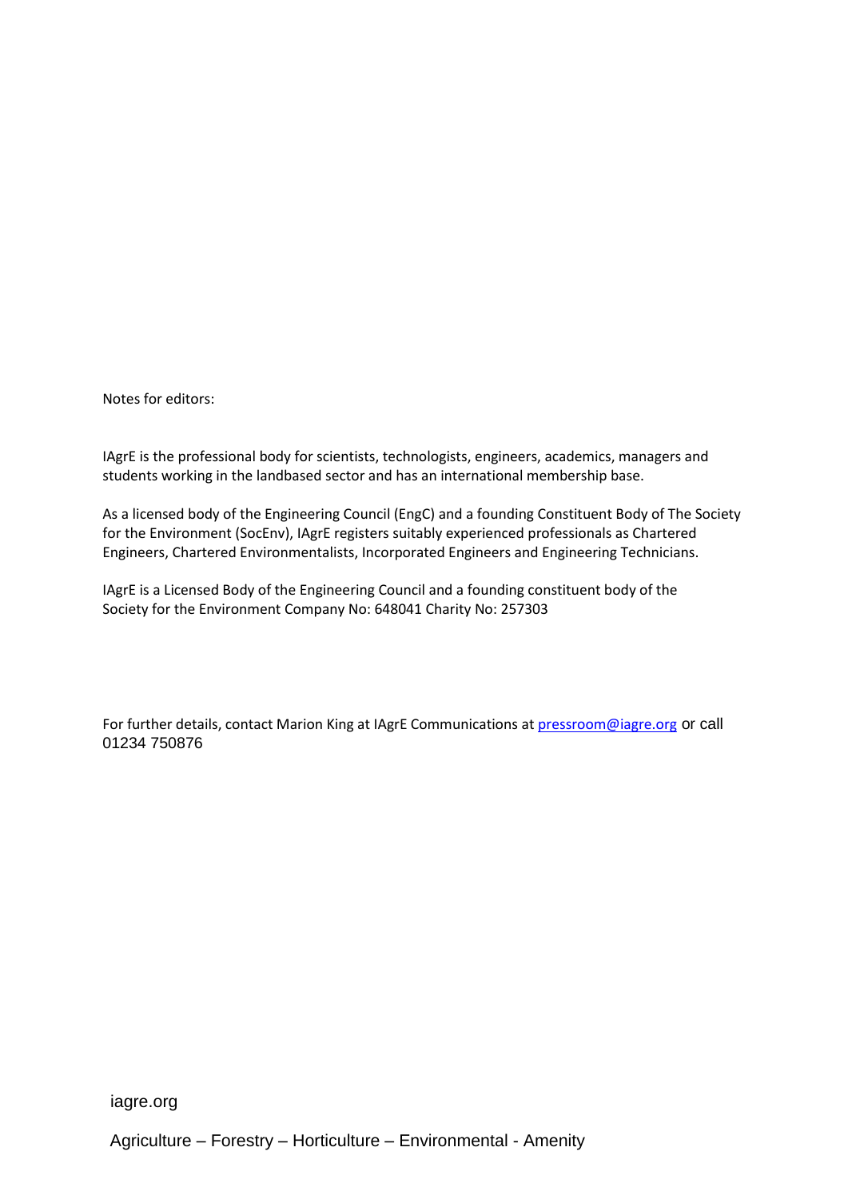Notes for editors:

IAgrE is the professional body for scientists, technologists, engineers, academics, managers and students working in the landbased sector and has an international membership base.

As a licensed body of the Engineering Council (EngC) and a founding Constituent Body of The Society for the Environment (SocEnv), IAgrE registers suitably experienced professionals as Chartered Engineers, Chartered Environmentalists, Incorporated Engineers and Engineering Technicians.

IAgrE is a Licensed Body of the Engineering Council and a founding constituent body of the Society for the Environment Company No: 648041 Charity No: 257303

For further details, contact Marion King at IAgrE Communications at pressroom@iagre.org or call 01234 750876

iagre.org

Agriculture – Forestry – Horticulture – Environmental - Amenity